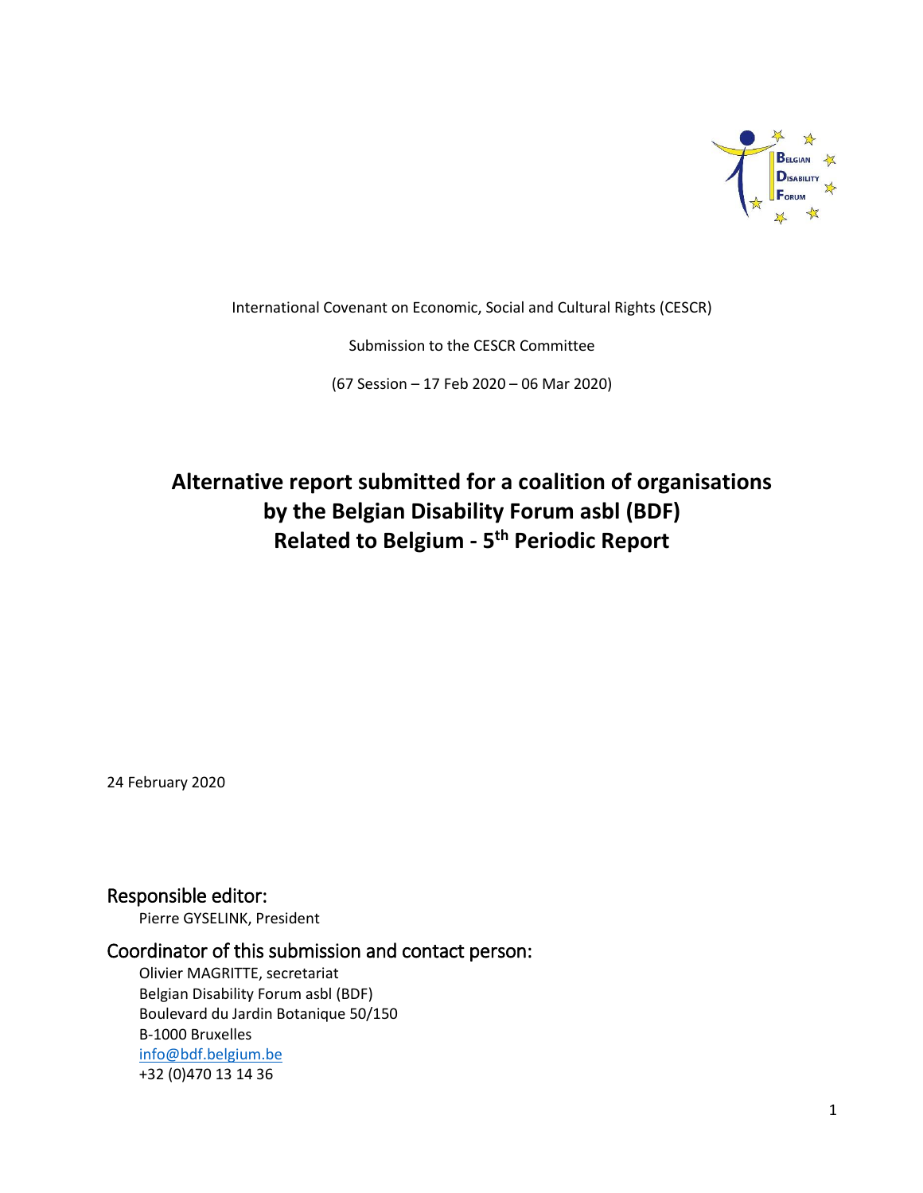International Covenant on Economic, Social and Cultural Rights (CESCR)

Submission to the CESCR Committee

(67 Session – 17 Feb 2020 – 06 Mar 2020)

# Alternative report submitted for a coalition of organisations by the Belgian Disability Forum asbl (BDF) Related to Belgium - 5th Periodic Report

24 February 2020

## Responsible editor:

Pierre GYSELINK, President

## Coordinator of this submission and contact person:

Olivier MAGRITTE, secretariat
Belgian Disability Forum asbl (BDF)
Boulevard du Jardin Botanique 50/150
B-1000 Bruxelles
info@bdf.belgium.be
+32 (0)470 13 14 36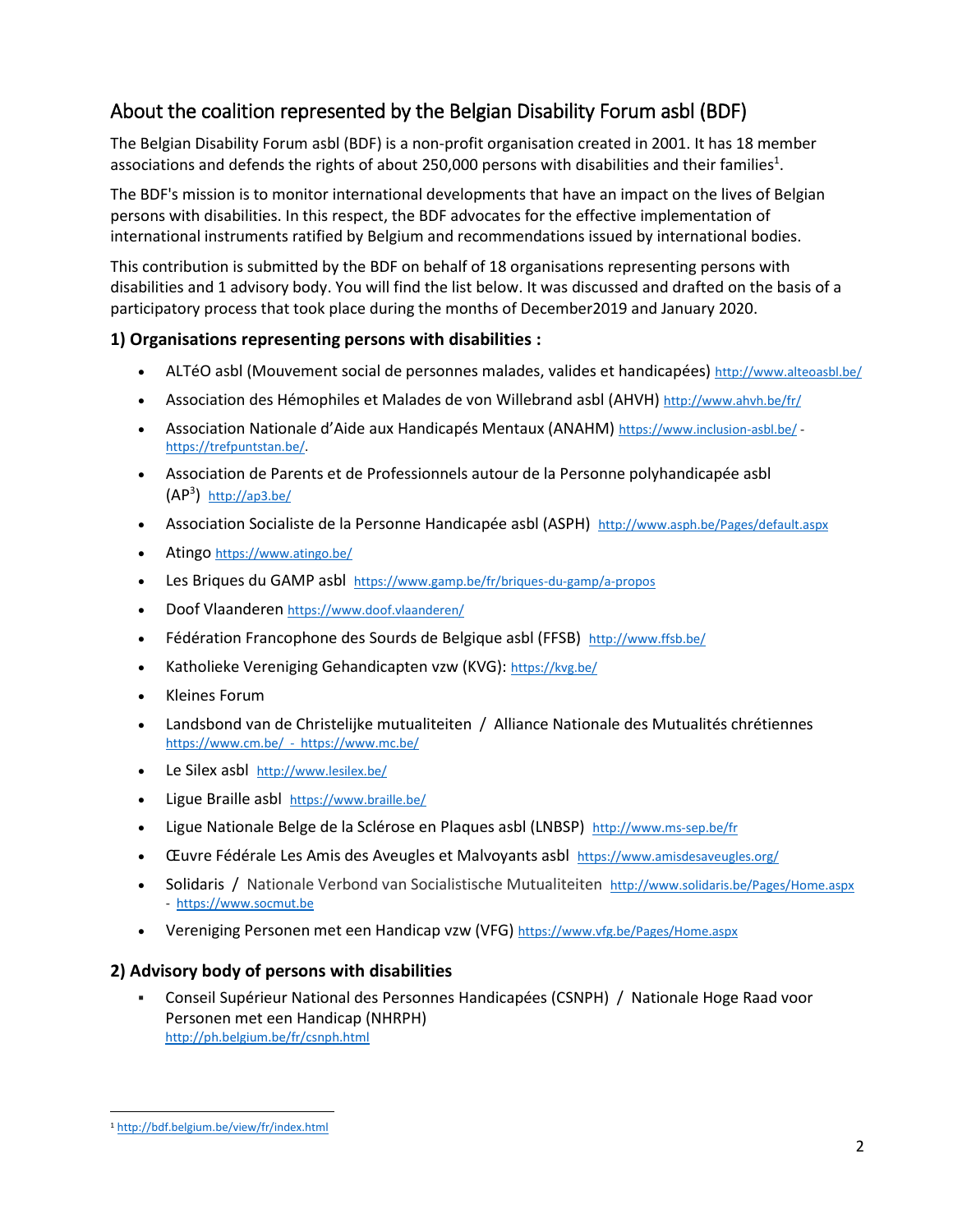## About the coalition represented by the Belgian Disability Forum asbl (BDF)

The Belgian Disability Forum asbl (BDF) is a non-profit organisation created in 2001. It has 18 member associations and defends the rights of about 250,000 persons with disabilities and their families[1].

The BDF's mission is to monitor international developments that have an impact on the lives of Belgian persons with disabilities. In this respect, the BDF advocates for the effective implementation of international instruments ratified by Belgium and recommendations issued by international bodies.

This contribution is submitted by the BDF on behalf of 18 organisations representing persons with disabilities and 1 advisory body. You will find the list below. It was discussed and drafted on the basis of a participatory process that took place during the months of December2019 and January 2020.

### 1) Organisations representing persons with disabilities :

- ALTéO asbl (Mouvement social de personnes malades, valides et handicapées) http://www.alteoasbl.be/
- Association des Hémophiles et Malades de von Willebrand asbl (AHVH) http://www.ahvh.be/fr/
- Association Nationale d'Aide aux Handicapés Mentaux (ANAHM) https://www.inclusion-asbl.be/ - https://trefpuntstan.be/.
- Association de Parents et de Professionnels autour de la Personne polyhandicapée asbl (AP³) http://ap3.be/
- Association Socialiste de la Personne Handicapée asbl (ASPH) http://www.asph.be/Pages/default.aspx
- Atingo https://www.atingo.be/
- Les Briques du GAMP asbl https://www.gamp.be/fr/briques-du-gamp/a-propos
- Doof Vlaanderen https://www.doof.vlaanderen/
- Fédération Francophone des Sourds de Belgique asbl (FFSB) http://www.ffsb.be/
- Katholieke Vereniging Gehandicapten vzw (KVG): https://kvg.be/
- Kleines Forum
- Landsbond van de Christelijke mutualiteiten / Alliance Nationale des Mutualités chrétiennes https://www.cm.be/ - https://www.mc.be/
- Le Silex asbl http://www.lesilex.be/
- Ligue Braille asbl https://www.braille.be/
- Ligue Nationale Belge de la Sclérose en Plaques asbl (LNBSP) http://www.ms-sep.be/fr
- Œuvre Fédérale Les Amis des Aveugles et Malvoyants asbl https://www.amisdesaveugles.org/
- Solidaris / Nationale Verbond van Socialistische Mutualiteiten http://www.solidaris.be/Pages/Home.aspx - https://www.socmut.be
- Vereniging Personen met een Handicap vzw (VFG) https://www.vfg.be/Pages/Home.aspx

### 2) Advisory body of persons with disabilities

- Conseil Supérieur National des Personnes Handicapées (CSNPH) / Nationale Hoge Raad voor Personen met een Handicap (NHRPH) http://ph.belgium.be/fr/csnph.html

---

[1] http://bdf.belgium.be/view/fr/index.html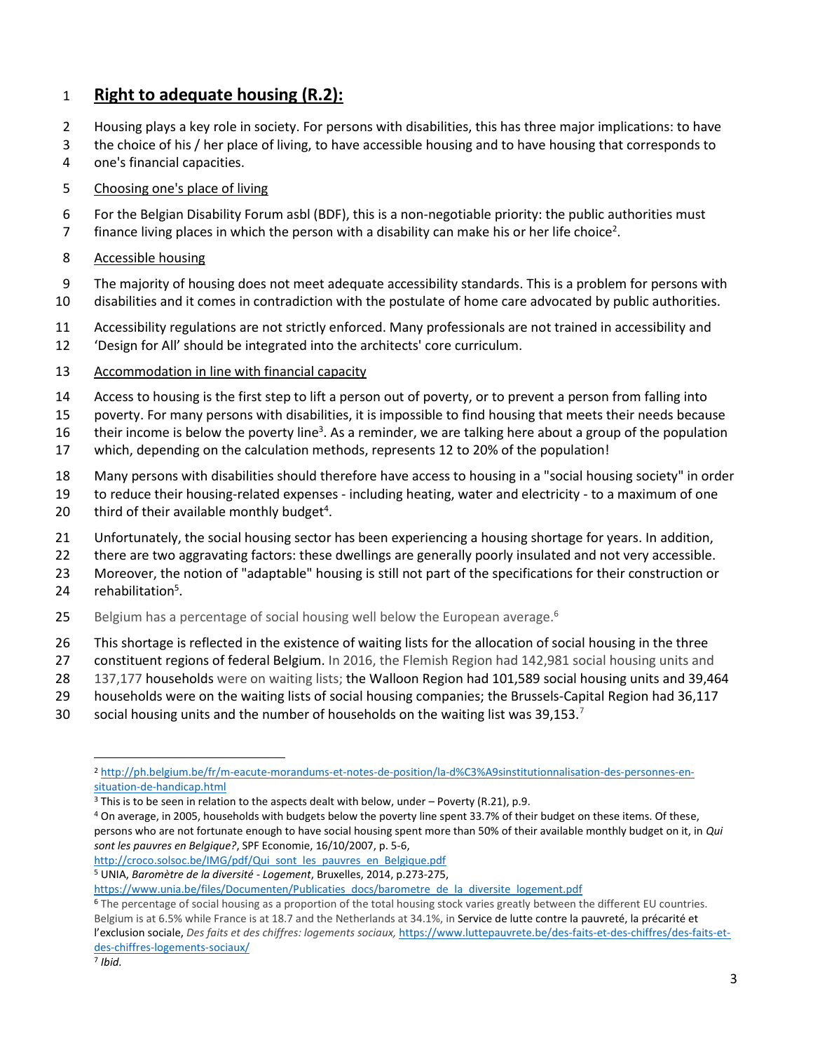## Right to adequate housing (R.2):

Housing plays a key role in society. For persons with disabilities, this has three major implications: to have the choice of his / her place of living, to have accessible housing and to have housing that corresponds to one's financial capacities.

Choosing one's place of living

For the Belgian Disability Forum asbl (BDF), this is a non-negotiable priority: the public authorities must finance living places in which the person with a disability can make his or her life choice[2].

Accessible housing

The majority of housing does not meet adequate accessibility standards. This is a problem for persons with disabilities and it comes in contradiction with the postulate of home care advocated by public authorities.

Accessibility regulations are not strictly enforced. Many professionals are not trained in accessibility and 'Design for All' should be integrated into the architects' core curriculum.

Accommodation in line with financial capacity

Access to housing is the first step to lift a person out of poverty, or to prevent a person from falling into poverty. For many persons with disabilities, it is impossible to find housing that meets their needs because their income is below the poverty line[3]. As a reminder, we are talking here about a group of the population which, depending on the calculation methods, represents 12 to 20% of the population!

Many persons with disabilities should therefore have access to housing in a "social housing society" in order to reduce their housing-related expenses - including heating, water and electricity - to a maximum of one third of their available monthly budget[4].

Unfortunately, the social housing sector has been experiencing a housing shortage for years. In addition, there are two aggravating factors: these dwellings are generally poorly insulated and not very accessible. Moreover, the notion of "adaptable" housing is still not part of the specifications for their construction or rehabilitation[5].

Belgium has a percentage of social housing well below the European average.[6]

This shortage is reflected in the existence of waiting lists for the allocation of social housing in the three constituent regions of federal Belgium. In 2016, the Flemish Region had 142,981 social housing units and 137,177 households were on waiting lists; the Walloon Region had 101,589 social housing units and 39,464 households were on the waiting lists of social housing companies; the Brussels-Capital Region had 36,117 social housing units and the number of households on the waiting list was 39,153.[7]

---

[2] http://ph.belgium.be/fr/m-eacute-morandums-et-notes-de-position/la-d%C3%A9sinstitutionnalisation-des-personnes-en-situation-de-handicap.html

[3] This is to be seen in relation to the aspects dealt with below, under – Poverty (R.21), p.9.

[4] On average, in 2005, households with budgets below the poverty line spent 33.7% of their budget on these items. Of these, persons who are not fortunate enough to have social housing spent more than 50% of their available monthly budget on it, in *Qui sont les pauvres en Belgique?*, SPF Economie, 16/10/2007, p. 5-6, http://croco.solsoc.be/IMG/pdf/Qui_sont_les_pauvres_en_Belgique.pdf

[5] UNIA, *Baromètre de la diversité - Logement*, Bruxelles, 2014, p.273-275, https://www.unia.be/files/Documenten/Publicaties_docs/barometre_de_la_diversite_logement.pdf

[6] The percentage of social housing as a proportion of the total housing stock varies greatly between the different EU countries. Belgium is at 6.5% while France is at 18.7 and the Netherlands at 34.1%, in Service de lutte contre la pauvreté, la précarité et l'exclusion sociale, *Des faits et des chiffres: logements sociaux,* https://www.luttepauvrete.be/des-faits-et-des-chiffres/des-faits-et-des-chiffres-logements-sociaux/

[7] *Ibid.*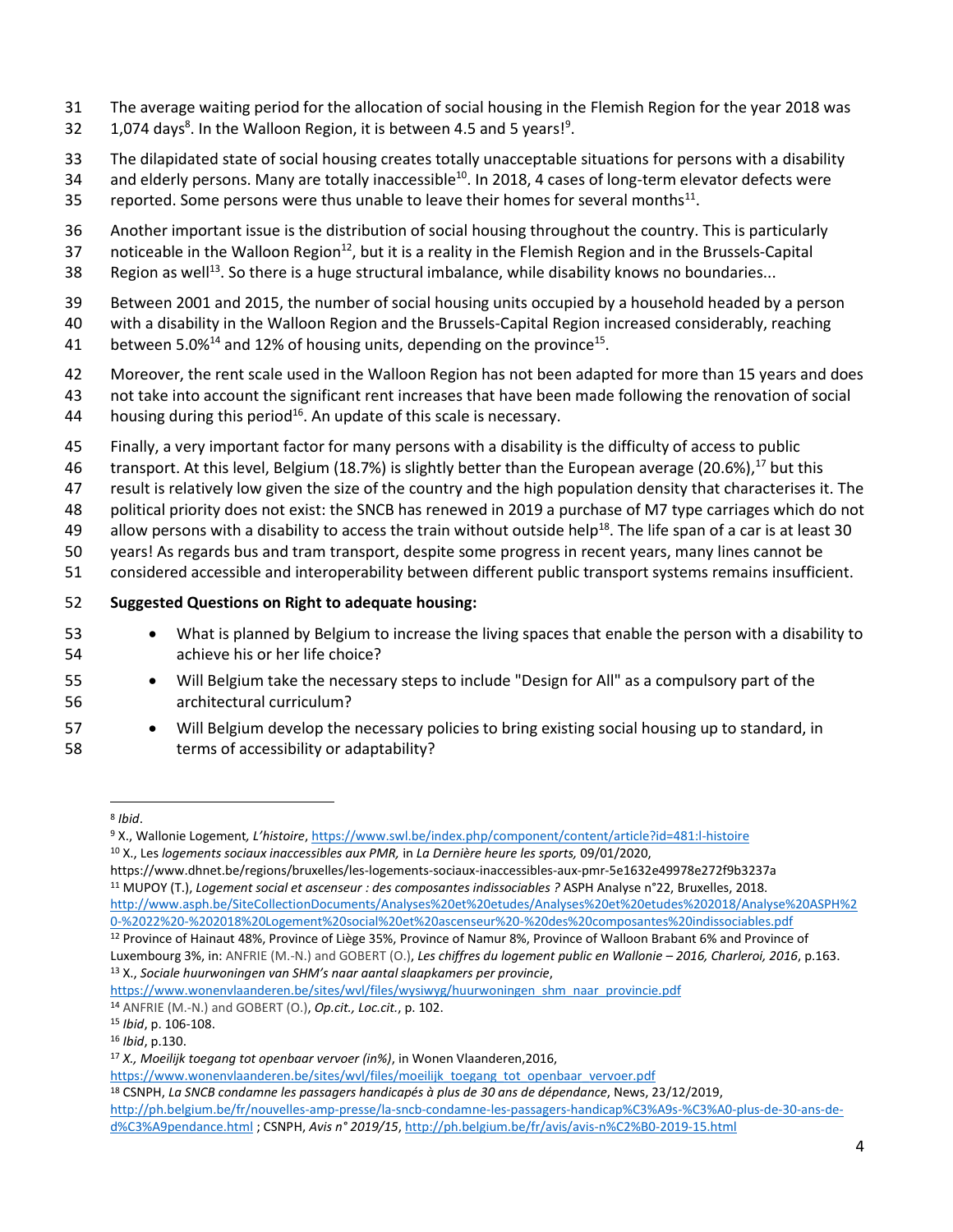The average waiting period for the allocation of social housing in the Flemish Region for the year 2018 was 1,074 days[8]. In the Walloon Region, it is between 4.5 and 5 years![9].

The dilapidated state of social housing creates totally unacceptable situations for persons with a disability and elderly persons. Many are totally inaccessible[10]. In 2018, 4 cases of long-term elevator defects were reported. Some persons were thus unable to leave their homes for several months[11].

Another important issue is the distribution of social housing throughout the country. This is particularly noticeable in the Walloon Region[12], but it is a reality in the Flemish Region and in the Brussels-Capital Region as well[13]. So there is a huge structural imbalance, while disability knows no boundaries...

Between 2001 and 2015, the number of social housing units occupied by a household headed by a person with a disability in the Walloon Region and the Brussels-Capital Region increased considerably, reaching between 5.0%[14] and 12% of housing units, depending on the province[15].

Moreover, the rent scale used in the Walloon Region has not been adapted for more than 15 years and does not take into account the significant rent increases that have been made following the renovation of social housing during this period[16]. An update of this scale is necessary.

Finally, a very important factor for many persons with a disability is the difficulty of access to public transport. At this level, Belgium (18.7%) is slightly better than the European average (20.6%),[17] but this result is relatively low given the size of the country and the high population density that characterises it. The political priority does not exist: the SNCB has renewed in 2019 a purchase of M7 type carriages which do not allow persons with a disability to access the train without outside help[18]. The life span of a car is at least 30 years! As regards bus and tram transport, despite some progress in recent years, many lines cannot be considered accessible and interoperability between different public transport systems remains insufficient.

**Suggested Questions on Right to adequate housing:**

- What is planned by Belgium to increase the living spaces that enable the person with a disability to achieve his or her life choice?
- Will Belgium take the necessary steps to include "Design for All" as a compulsory part of the architectural curriculum?
- Will Belgium develop the necessary policies to bring existing social housing up to standard, in terms of accessibility or adaptability?

---

[8] *Ibid*.

[9] X., Wallonie Logement*, L'histoire*, https://www.swl.be/index.php/component/content/article?id=481:l-histoire

[10] X., Les *logements sociaux inaccessibles aux PMR,* in *La Dernière heure les sports,* 09/01/2020, https://www.dhnet.be/regions/bruxelles/les-logements-sociaux-inaccessibles-aux-pmr-5e1632e49978e272f9b3237a

[11] MUPOY (T.), *Logement social et ascenseur : des composantes indissociables ?* ASPH Analyse n°22, Bruxelles, 2018. http://www.asph.be/SiteCollectionDocuments/Analyses%20et%20etudes/Analyses%20et%20etudes%202018/Analyse%20ASPH%20-%2022%20-%202018%20Logement%20social%20et%20ascenseur%20-%20des%20composantes%20indissociables.pdf

[12] Province of Hainaut 48%, Province of Liège 35%, Province of Namur 8%, Province of Walloon Brabant 6% and Province of Luxembourg 3%, in: ANFRIE (M.-N.) and GOBERT (O.), *Les chiffres du logement public en Wallonie – 2016, Charleroi, 2016*, p.163.

[13] X., *Sociale huurwoningen van SHM's naar aantal slaapkamers per provincie*, https://www.wonenvlaanderen.be/sites/wvl/files/wysiwyg/huurwoningen_shm_naar_provincie.pdf

[14] ANFRIE (M.-N.) and GOBERT (O.), *Op.cit., Loc.cit.*, p. 102.

[15] *Ibid*, p. 106-108.

[16] *Ibid*, p.130.

[17] *X., Moeilijk toegang tot openbaar vervoer (in%)*, in Wonen Vlaanderen,2016, https://www.wonenvlaanderen.be/sites/wvl/files/moeilijk_toegang_tot_openbaar_vervoer.pdf

[18] CSNPH, *La SNCB condamne les passagers handicapés à plus de 30 ans de dépendance*, News, 23/12/2019, http://ph.belgium.be/fr/nouvelles-amp-presse/la-sncb-condamne-les-passagers-handicap%C3%A9s-%C3%A0-plus-de-30-ans-de-d%C3%A9pendance.html ; CSNPH, *Avis n° 2019/15*, http://ph.belgium.be/fr/avis/avis-n%C2%B0-2019-15.html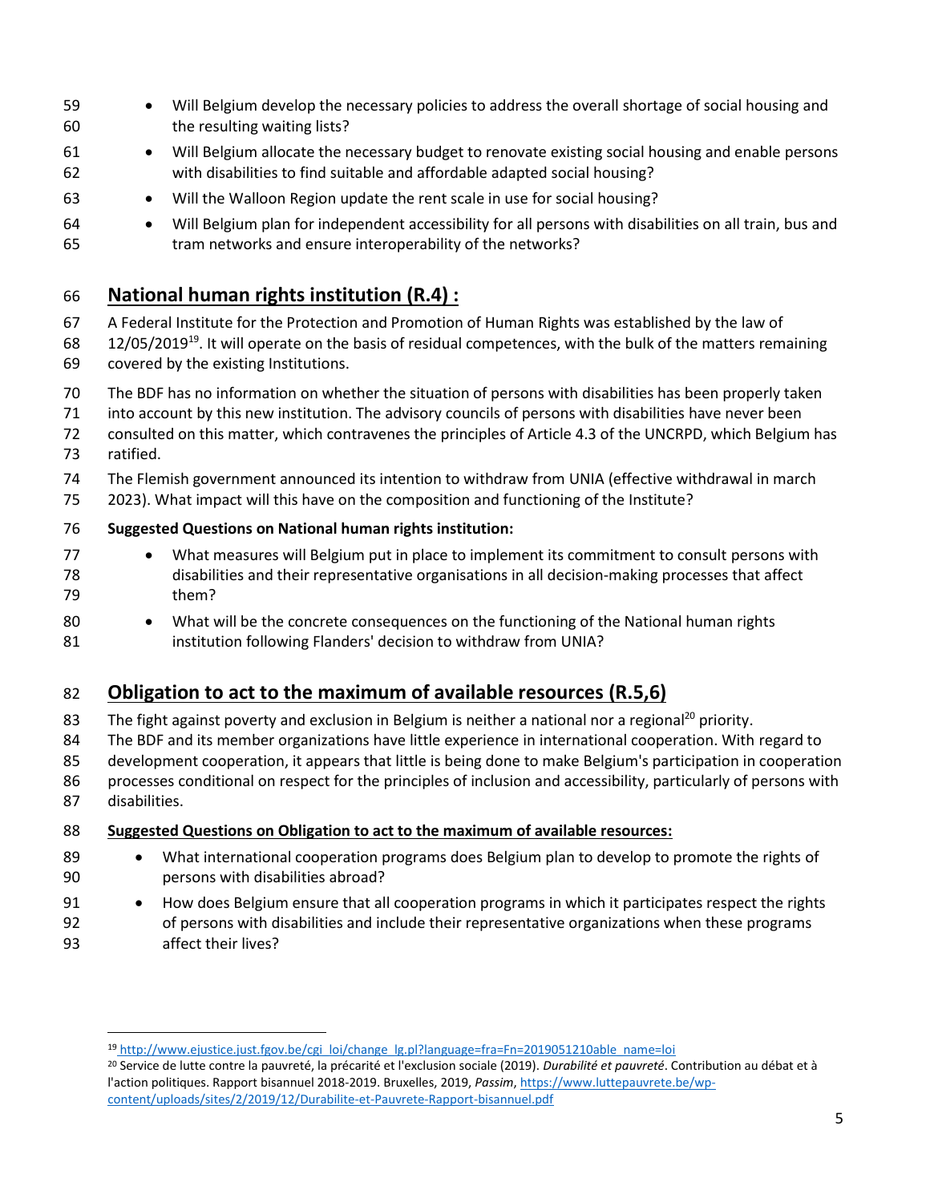- Will Belgium develop the necessary policies to address the overall shortage of social housing and the resulting waiting lists?
- Will Belgium allocate the necessary budget to renovate existing social housing and enable persons with disabilities to find suitable and affordable adapted social housing?
- Will the Walloon Region update the rent scale in use for social housing?
- Will Belgium plan for independent accessibility for all persons with disabilities on all train, bus and tram networks and ensure interoperability of the networks?

## National human rights institution (R.4) :

A Federal Institute for the Protection and Promotion of Human Rights was established by the law of 12/05/2019[19]. It will operate on the basis of residual competences, with the bulk of the matters remaining covered by the existing Institutions.

The BDF has no information on whether the situation of persons with disabilities has been properly taken into account by this new institution. The advisory councils of persons with disabilities have never been consulted on this matter, which contravenes the principles of Article 4.3 of the UNCRPD, which Belgium has ratified.

The Flemish government announced its intention to withdraw from UNIA (effective withdrawal in march 2023). What impact will this have on the composition and functioning of the Institute?

**Suggested Questions on National human rights institution:**

- What measures will Belgium put in place to implement its commitment to consult persons with disabilities and their representative organisations in all decision-making processes that affect them?
- What will be the concrete consequences on the functioning of the National human rights institution following Flanders' decision to withdraw from UNIA?

## Obligation to act to the maximum of available resources (R.5,6)

The fight against poverty and exclusion in Belgium is neither a national nor a regional[20] priority. The BDF and its member organizations have little experience in international cooperation. With regard to development cooperation, it appears that little is being done to make Belgium's participation in cooperation processes conditional on respect for the principles of inclusion and accessibility, particularly of persons with disabilities.

**Suggested Questions on Obligation to act to the maximum of available resources:**

- What international cooperation programs does Belgium plan to develop to promote the rights of persons with disabilities abroad?
- How does Belgium ensure that all cooperation programs in which it participates respect the rights of persons with disabilities and include their representative organizations when these programs affect their lives?

---

[19] http://www.ejustice.just.fgov.be/cgi_loi/change_lg.pl?language=fra=Fn=2019051210able_name=loi

[20] Service de lutte contre la pauvreté, la précarité et l'exclusion sociale (2019). *Durabilité et pauvreté*. Contribution au débat et à l'action politiques. Rapport bisannuel 2018-2019. Bruxelles, 2019, *Passim*, https://www.luttepauvrete.be/wp-content/uploads/sites/2/2019/12/Durabilite-et-Pauvrete-Rapport-bisannuel.pdf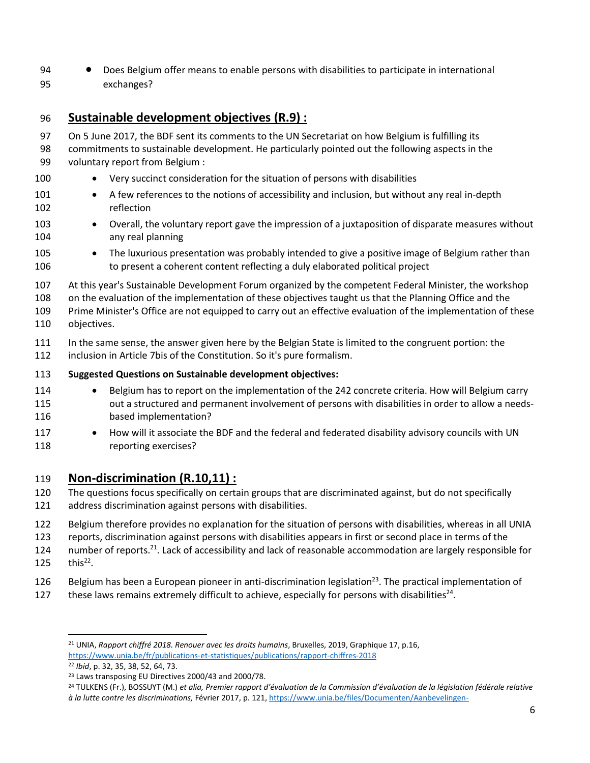- Does Belgium offer means to enable persons with disabilities to participate in international exchanges?

## Sustainable development objectives (R.9) :

On 5 June 2017, the BDF sent its comments to the UN Secretariat on how Belgium is fulfilling its commitments to sustainable development. He particularly pointed out the following aspects in the voluntary report from Belgium :

- Very succinct consideration for the situation of persons with disabilities
- A few references to the notions of accessibility and inclusion, but without any real in-depth reflection
- Overall, the voluntary report gave the impression of a juxtaposition of disparate measures without any real planning
- The luxurious presentation was probably intended to give a positive image of Belgium rather than to present a coherent content reflecting a duly elaborated political project

At this year's Sustainable Development Forum organized by the competent Federal Minister, the workshop on the evaluation of the implementation of these objectives taught us that the Planning Office and the Prime Minister's Office are not equipped to carry out an effective evaluation of the implementation of these objectives.

In the same sense, the answer given here by the Belgian State is limited to the congruent portion: the inclusion in Article 7bis of the Constitution. So it's pure formalism.

**Suggested Questions on Sustainable development objectives:**

- Belgium has to report on the implementation of the 242 concrete criteria. How will Belgium carry out a structured and permanent involvement of persons with disabilities in order to allow a needs-based implementation?
- How will it associate the BDF and the federal and federated disability advisory councils with UN reporting exercises?

## Non-discrimination (R.10,11) :

The questions focus specifically on certain groups that are discriminated against, but do not specifically address discrimination against persons with disabilities.

Belgium therefore provides no explanation for the situation of persons with disabilities, whereas in all UNIA reports, discrimination against persons with disabilities appears in first or second place in terms of the number of reports.[21]. Lack of accessibility and lack of reasonable accommodation are largely responsible for this[22].

Belgium has been a European pioneer in anti-discrimination legislation[23]. The practical implementation of these laws remains extremely difficult to achieve, especially for persons with disabilities[24].

---

[21] UNIA, *Rapport chiffré 2018. Renouer avec les droits humains*, Bruxelles, 2019, Graphique 17, p.16, https://www.unia.be/fr/publications-et-statistiques/publications/rapport-chiffres-2018

[22] *Ibid*, p. 32, 35, 38, 52, 64, 73.

[23] Laws transposing EU Directives 2000/43 and 2000/78.

[24] TULKENS (Fr.), BOSSUYT (M.) *et alia, Premier rapport d'évaluation de la Commission d'évaluation de la législation fédérale relative à la lutte contre les discriminations,* Février 2017, p. 121, https://www.unia.be/files/Documenten/Aanbevelingen-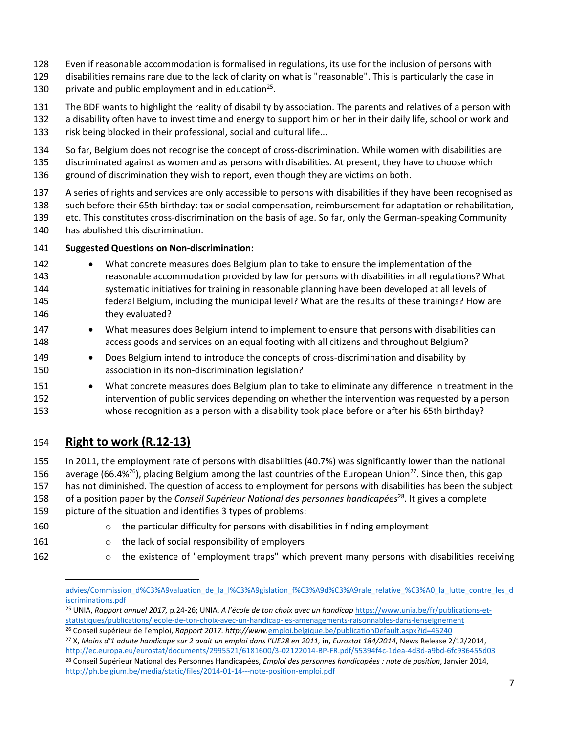Even if reasonable accommodation is formalised in regulations, its use for the inclusion of persons with disabilities remains rare due to the lack of clarity on what is "reasonable". This is particularly the case in private and public employment and in education[25].

The BDF wants to highlight the reality of disability by association. The parents and relatives of a person with a disability often have to invest time and energy to support him or her in their daily life, school or work and risk being blocked in their professional, social and cultural life...

So far, Belgium does not recognise the concept of cross-discrimination. While women with disabilities are discriminated against as women and as persons with disabilities. At present, they have to choose which ground of discrimination they wish to report, even though they are victims on both.

A series of rights and services are only accessible to persons with disabilities if they have been recognised as such before their 65th birthday: tax or social compensation, reimbursement for adaptation or rehabilitation, etc. This constitutes cross-discrimination on the basis of age. So far, only the German-speaking Community has abolished this discrimination.

**Suggested Questions on Non-discrimination:**

- What concrete measures does Belgium plan to take to ensure the implementation of the reasonable accommodation provided by law for persons with disabilities in all regulations? What systematic initiatives for training in reasonable planning have been developed at all levels of federal Belgium, including the municipal level? What are the results of these trainings? How are they evaluated?
- What measures does Belgium intend to implement to ensure that persons with disabilities can access goods and services on an equal footing with all citizens and throughout Belgium?
- Does Belgium intend to introduce the concepts of cross-discrimination and disability by association in its non-discrimination legislation?
- What concrete measures does Belgium plan to take to eliminate any difference in treatment in the intervention of public services depending on whether the intervention was requested by a person whose recognition as a person with a disability took place before or after his 65th birthday?

## Right to work (R.12-13)

In 2011, the employment rate of persons with disabilities (40.7%) was significantly lower than the national average (66.4%[26]), placing Belgium among the last countries of the European Union[27]. Since then, this gap has not diminished. The question of access to employment for persons with disabilities has been the subject of a position paper by the *Conseil Supérieur National des personnes handicapées*[28]. It gives a complete picture of the situation and identifies 3 types of problems:

- the particular difficulty for persons with disabilities in finding employment
- the lack of social responsibility of employers
- the existence of "employment traps" which prevent many persons with disabilities receiving

---

advies/Commission_d%C3%A9valuation_de_la_l%C3%A9gislation_f%C3%A9d%C3%A9rale_relative_%C3%A0_la_lutte_contre_les_discriminations.pdf

[25] UNIA, *Rapport annuel 2017,* p.24-26; UNIA, *A l'école de ton choix avec un handicap* https://www.unia.be/fr/publications-et-statistiques/publications/lecole-de-ton-choix-avec-un-handicap-les-amenagements-raisonnables-dans-lenseignement

[26] Conseil supérieur de l'emploi, *Rapport 2017. http://www.*emploi.belgique.be/publicationDefault.aspx?id=46240

[27] X, *Moins d'1 adulte handicapé sur 2 avait un emploi dans l'UE28 en 2011,* in, *Eurostat 184/2014*, News Release 2/12/2014, http://ec.europa.eu/eurostat/documents/2995521/6181600/3-02122014-BP-FR.pdf/55394f4c-1dea-4d3d-a9bd-6fc936455d03

[28] Conseil Supérieur National des Personnes Handicapées, *Emploi des personnes handicapées : note de position*, Janvier 2014, http://ph.belgium.be/media/static/files/2014-01-14---note-position-emploi.pdf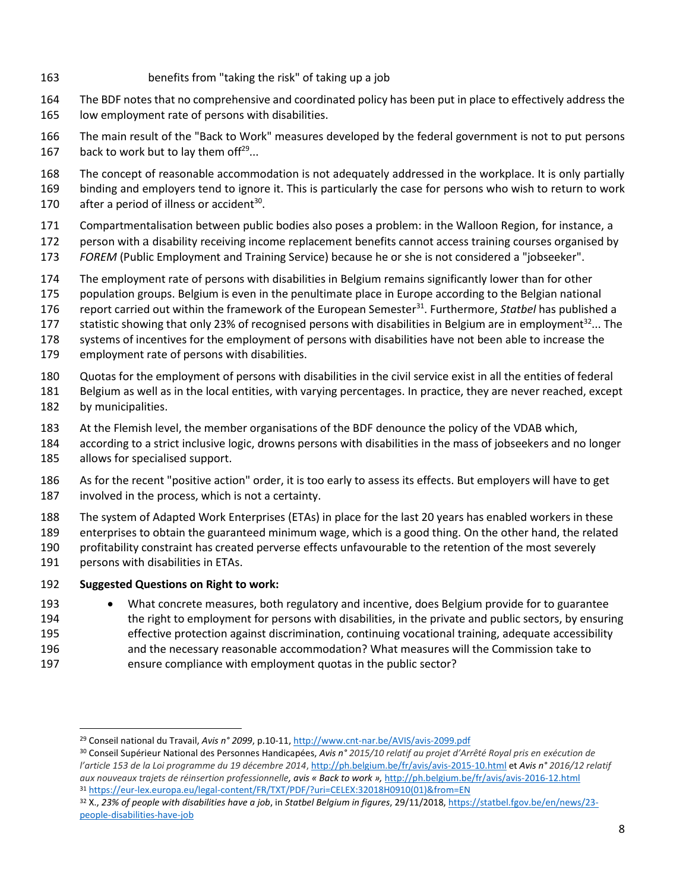benefits from "taking the risk" of taking up a job

The BDF notes that no comprehensive and coordinated policy has been put in place to effectively address the low employment rate of persons with disabilities.

The main result of the "Back to Work" measures developed by the federal government is not to put persons back to work but to lay them off[29]...

The concept of reasonable accommodation is not adequately addressed in the workplace. It is only partially binding and employers tend to ignore it. This is particularly the case for persons who wish to return to work after a period of illness or accident[30].

Compartmentalisation between public bodies also poses a problem: in the Walloon Region, for instance, a person with a disability receiving income replacement benefits cannot access training courses organised by *FOREM* (Public Employment and Training Service) because he or she is not considered a "jobseeker".

The employment rate of persons with disabilities in Belgium remains significantly lower than for other population groups. Belgium is even in the penultimate place in Europe according to the Belgian national report carried out within the framework of the European Semester[31]. Furthermore, *Statbel* has published a statistic showing that only 23% of recognised persons with disabilities in Belgium are in employment[32]... The systems of incentives for the employment of persons with disabilities have not been able to increase the employment rate of persons with disabilities.

Quotas for the employment of persons with disabilities in the civil service exist in all the entities of federal Belgium as well as in the local entities, with varying percentages. In practice, they are never reached, except by municipalities.

At the Flemish level, the member organisations of the BDF denounce the policy of the VDAB which, according to a strict inclusive logic, drowns persons with disabilities in the mass of jobseekers and no longer allows for specialised support.

As for the recent "positive action" order, it is too early to assess its effects. But employers will have to get involved in the process, which is not a certainty.

The system of Adapted Work Enterprises (ETAs) in place for the last 20 years has enabled workers in these enterprises to obtain the guaranteed minimum wage, which is a good thing. On the other hand, the related profitability constraint has created perverse effects unfavourable to the retention of the most severely persons with disabilities in ETAs.

**Suggested Questions on Right to work:**

- What concrete measures, both regulatory and incentive, does Belgium provide for to guarantee the right to employment for persons with disabilities, in the private and public sectors, by ensuring effective protection against discrimination, continuing vocational training, adequate accessibility and the necessary reasonable accommodation? What measures will the Commission take to ensure compliance with employment quotas in the public sector?

---

[29] Conseil national du Travail, *Avis n° 2099*, p.10-11, http://www.cnt-nar.be/AVIS/avis-2099.pdf

[30] Conseil Supérieur National des Personnes Handicapées, *Avis n° 2015/10 relatif au projet d'Arrêté Royal pris en exécution de l'article 153 de la Loi programme du 19 décembre 2014*, http://ph.belgium.be/fr/avis/avis-2015-10.html et *Avis n° 2016/12 relatif aux nouveaux trajets de réinsertion professionnelle*, *avis « Back to work »*, http://ph.belgium.be/fr/avis/avis-2016-12.html

[31] https://eur-lex.europa.eu/legal-content/FR/TXT/PDF/?uri=CELEX:32018H0910(01)&from=EN

[32] X., *23% of people with disabilities have a job*, in *Statbel Belgium in figures*, 29/11/2018, https://statbel.fgov.be/en/news/23-people-disabilities-have-job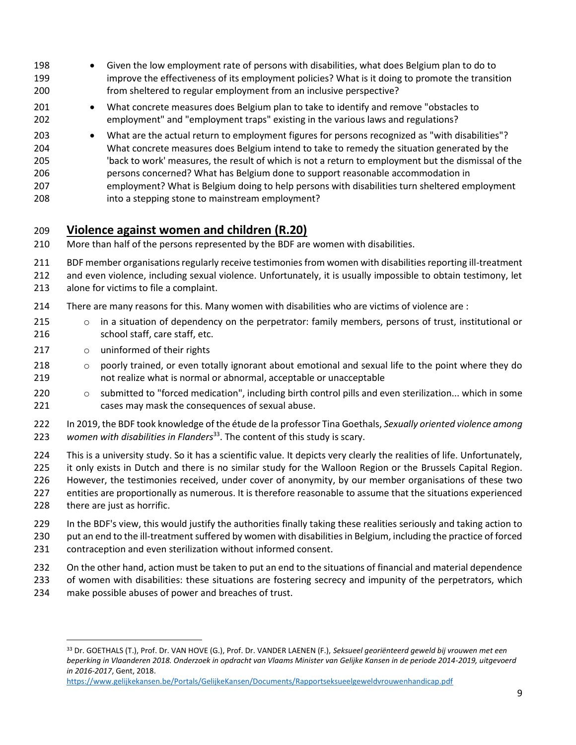- Given the low employment rate of persons with disabilities, what does Belgium plan to do to improve the effectiveness of its employment policies? What is it doing to promote the transition from sheltered to regular employment from an inclusive perspective?
- What concrete measures does Belgium plan to take to identify and remove "obstacles to employment" and "employment traps" existing in the various laws and regulations?
- What are the actual return to employment figures for persons recognized as "with disabilities"? What concrete measures does Belgium intend to take to remedy the situation generated by the 'back to work' measures, the result of which is not a return to employment but the dismissal of the persons concerned? What has Belgium done to support reasonable accommodation in employment? What is Belgium doing to help persons with disabilities turn sheltered employment into a stepping stone to mainstream employment?

## Violence against women and children (R.20)

More than half of the persons represented by the BDF are women with disabilities.

BDF member organisations regularly receive testimonies from women with disabilities reporting ill-treatment and even violence, including sexual violence. Unfortunately, it is usually impossible to obtain testimony, let alone for victims to file a complaint.

There are many reasons for this. Many women with disabilities who are victims of violence are :

- in a situation of dependency on the perpetrator: family members, persons of trust, institutional or school staff, care staff, etc.
- uninformed of their rights
- poorly trained, or even totally ignorant about emotional and sexual life to the point where they do not realize what is normal or abnormal, acceptable or unacceptable
- submitted to "forced medication", including birth control pills and even sterilization... which in some cases may mask the consequences of sexual abuse.

In 2019, the BDF took knowledge of the étude de la professor Tina Goethals, *Sexually oriented violence among women with disabilities in Flanders*[33]. The content of this study is scary.

This is a university study. So it has a scientific value. It depicts very clearly the realities of life. Unfortunately, it only exists in Dutch and there is no similar study for the Walloon Region or the Brussels Capital Region. However, the testimonies received, under cover of anonymity, by our member organisations of these two entities are proportionally as numerous. It is therefore reasonable to assume that the situations experienced there are just as horrific.

In the BDF's view, this would justify the authorities finally taking these realities seriously and taking action to put an end to the ill-treatment suffered by women with disabilities in Belgium, including the practice of forced contraception and even sterilization without informed consent.

On the other hand, action must be taken to put an end to the situations of financial and material dependence of women with disabilities: these situations are fostering secrecy and impunity of the perpetrators, which make possible abuses of power and breaches of trust.

---

[33] Dr. GOETHALS (T.), Prof. Dr. VAN HOVE (G.), Prof. Dr. VANDER LAENEN (F.), *Seksueel georiënteerd geweld bij vrouwen met een beperking in Vlaanderen 2018. Onderzoek in opdracht van Vlaams Minister van Gelijke Kansen in de periode 2014-2019, uitgevoerd in 2016-2017*, Gent, 2018. https://www.gelijkekansen.be/Portals/GelijkeKansen/Documents/Rapportseksueelgeweldvrouwenhandicap.pdf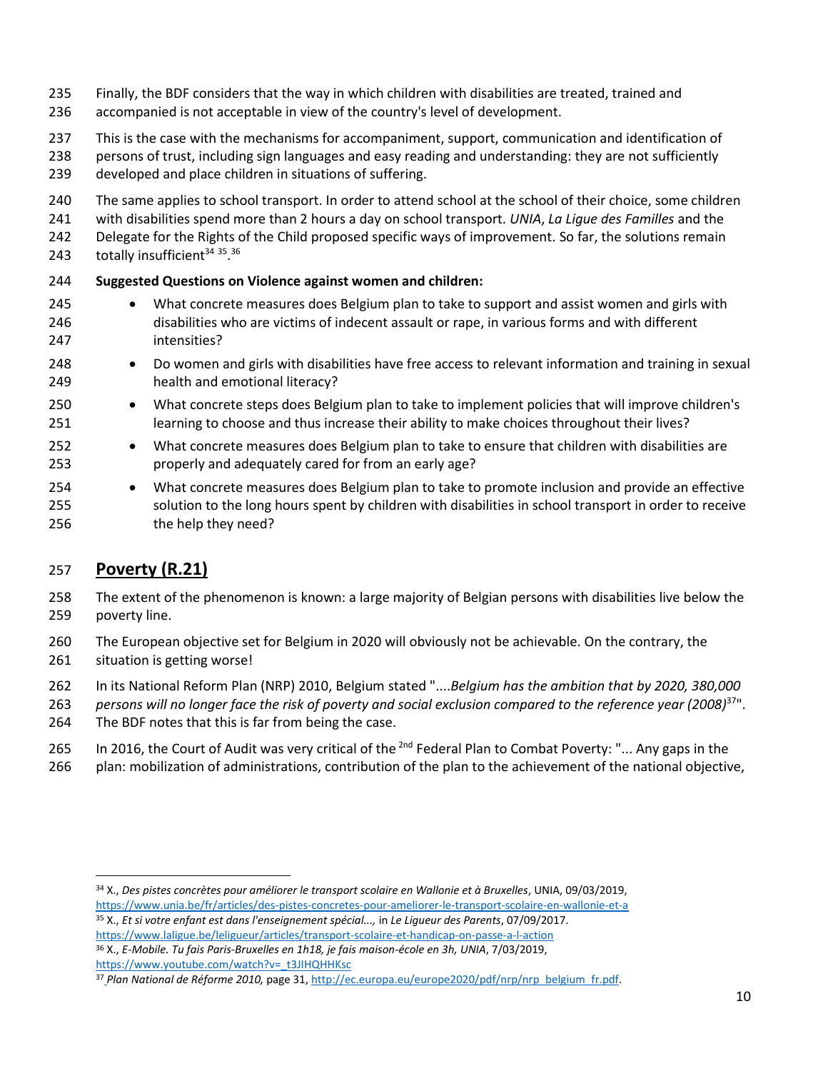Finally, the BDF considers that the way in which children with disabilities are treated, trained and accompanied is not acceptable in view of the country's level of development.

This is the case with the mechanisms for accompaniment, support, communication and identification of persons of trust, including sign languages and easy reading and understanding: they are not sufficiently developed and place children in situations of suffering.

The same applies to school transport. In order to attend school at the school of their choice, some children with disabilities spend more than 2 hours a day on school transport. *UNIA*, *La Ligue des Familles* and the Delegate for the Rights of the Child proposed specific ways of improvement. So far, the solutions remain totally insufficient[34] [35].[36]

**Suggested Questions on Violence against women and children:**

- What concrete measures does Belgium plan to take to support and assist women and girls with disabilities who are victims of indecent assault or rape, in various forms and with different intensities?
- Do women and girls with disabilities have free access to relevant information and training in sexual health and emotional literacy?
- What concrete steps does Belgium plan to take to implement policies that will improve children's learning to choose and thus increase their ability to make choices throughout their lives?
- What concrete measures does Belgium plan to take to ensure that children with disabilities are properly and adequately cared for from an early age?
- What concrete measures does Belgium plan to take to promote inclusion and provide an effective solution to the long hours spent by children with disabilities in school transport in order to receive the help they need?

## Poverty (R.21)

The extent of the phenomenon is known: a large majority of Belgian persons with disabilities live below the poverty line.

The European objective set for Belgium in 2020 will obviously not be achievable. On the contrary, the situation is getting worse!

In its National Reform Plan (NRP) 2010, Belgium stated "....*Belgium has the ambition that by 2020, 380,000 persons will no longer face the risk of poverty and social exclusion compared to the reference year (2008)*[37]". The BDF notes that this is far from being the case.

In 2016, the Court of Audit was very critical of the 2nd Federal Plan to Combat Poverty: "... Any gaps in the plan: mobilization of administrations, contribution of the plan to the achievement of the national objective,

---

[34] X., *Des pistes concrètes pour améliorer le transport scolaire en Wallonie et à Bruxelles*, UNIA, 09/03/2019, https://www.unia.be/fr/articles/des-pistes-concretes-pour-ameliorer-le-transport-scolaire-en-wallonie-et-a

[35] X., *Et si votre enfant est dans l'enseignement spécial...*, in *Le Ligueur des Parents*, 07/09/2017. https://www.laligue.be/leligueur/articles/transport-scolaire-et-handicap-on-passe-a-l-action

[36] X., *E-Mobile. Tu fais Paris-Bruxelles en 1h18, je fais maison-école en 3h, UNIA*, 7/03/2019, https://www.youtube.com/watch?v=_t3JIHQHHKsc

[37] *Plan National de Réforme 2010,* page 31, http://ec.europa.eu/europe2020/pdf/nrp/nrp_belgium_fr.pdf.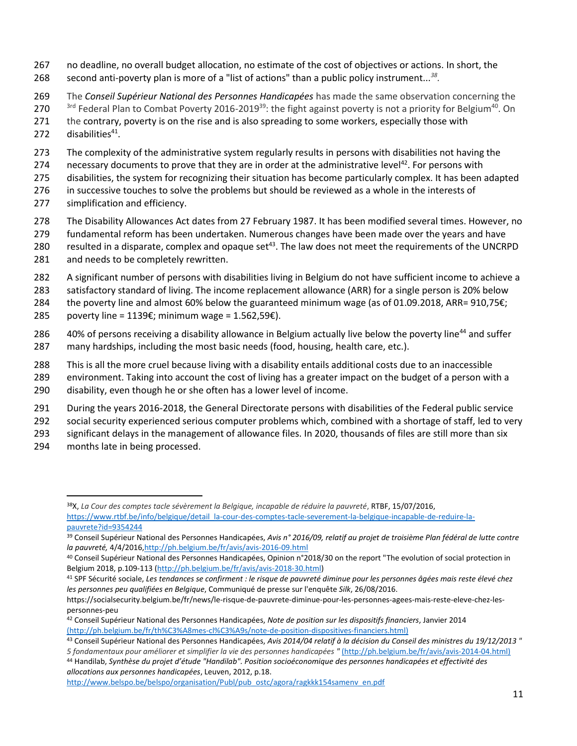no deadline, no overall budget allocation, no estimate of the cost of objectives or actions. In short, the second anti-poverty plan is more of a "list of actions" than a public policy instrument...[38].

The *Conseil Supérieur National des Personnes Handicapées* has made the same observation concerning the 3rd Federal Plan to Combat Poverty 2016-2019[39]: the fight against poverty is not a priority for Belgium[40]. On the contrary, poverty is on the rise and is also spreading to some workers, especially those with disabilities[41].

The complexity of the administrative system regularly results in persons with disabilities not having the necessary documents to prove that they are in order at the administrative level[42]. For persons with disabilities, the system for recognizing their situation has become particularly complex. It has been adapted in successive touches to solve the problems but should be reviewed as a whole in the interests of simplification and efficiency.

The Disability Allowances Act dates from 27 February 1987. It has been modified several times. However, no fundamental reform has been undertaken. Numerous changes have been made over the years and have resulted in a disparate, complex and opaque set[43]. The law does not meet the requirements of the UNCRPD and needs to be completely rewritten.

A significant number of persons with disabilities living in Belgium do not have sufficient income to achieve a satisfactory standard of living. The income replacement allowance (ARR) for a single person is 20% below the poverty line and almost 60% below the guaranteed minimum wage (as of 01.09.2018, ARR= 910,75€; poverty line = 1139€; minimum wage = 1.562,59€).

40% of persons receiving a disability allowance in Belgium actually live below the poverty line[44] and suffer many hardships, including the most basic needs (food, housing, health care, etc.).

This is all the more cruel because living with a disability entails additional costs due to an inaccessible environment. Taking into account the cost of living has a greater impact on the budget of a person with a disability, even though he or she often has a lower level of income.

During the years 2016-2018, the General Directorate persons with disabilities of the Federal public service social security experienced serious computer problems which, combined with a shortage of staff, led to very significant delays in the management of allowance files. In 2020, thousands of files are still more than six months late in being processed.

---

[38] X, *La Cour des comptes tacle sévèrement la Belgique, incapable de réduire la pauvreté*, RTBF, 15/07/2016, https://www.rtbf.be/info/belgique/detail_la-cour-des-comptes-tacle-severement-la-belgique-incapable-de-reduire-la-pauvrete?id=9354244

[39] Conseil Supérieur National des Personnes Handicapées, *Avis n° 2016/09, relatif au projet de troisième Plan fédéral de lutte contre la pauvreté,* 4/4/2016, http://ph.belgium.be/fr/avis/avis-2016-09.html

[40] Conseil Supérieur National des Personnes Handicapées, Opinion n°2018/30 on the report "The evolution of social protection in Belgium 2018, p.109-113 (http://ph.belgium.be/fr/avis/avis-2018-30.html)

[41] SPF Sécurité sociale, *Les tendances se confirment : le risque de pauvreté diminue pour les personnes âgées mais reste élevé chez les personnes peu qualifiées en Belgique*, Communiqué de presse sur l'enquête *Silk*, 26/08/2016. https://socialsecurity.belgium.be/fr/news/le-risque-de-pauvrete-diminue-pour-les-personnes-agees-mais-reste-eleve-chez-les-personnes-peu

[42] Conseil Supérieur National des Personnes Handicapées, *Note de position sur les dispositifs financiers*, Janvier 2014 (http://ph.belgium.be/fr/th%C3%A8mes-cl%C3%A9s/note-de-position-dispositives-financiers.html)

[43] Conseil Supérieur National des Personnes Handicapées, *Avis 2014/04 relatif à la décision du Conseil des ministres du 19/12/2013 " 5 fondamentaux pour améliorer et simplifier la vie des personnes handicapées "* (http://ph.belgium.be/fr/avis/avis-2014-04.html)

[44] Handilab, *Synthèse du projet d'étude "Handilab". Position socioéconomique des personnes handicapées et effectivité des allocations aux personnes handicapées*, Leuven, 2012, p.18. http://www.belspo.be/belspo/organisation/Publ/pub_ostc/agora/ragkkk154samenv_en.pdf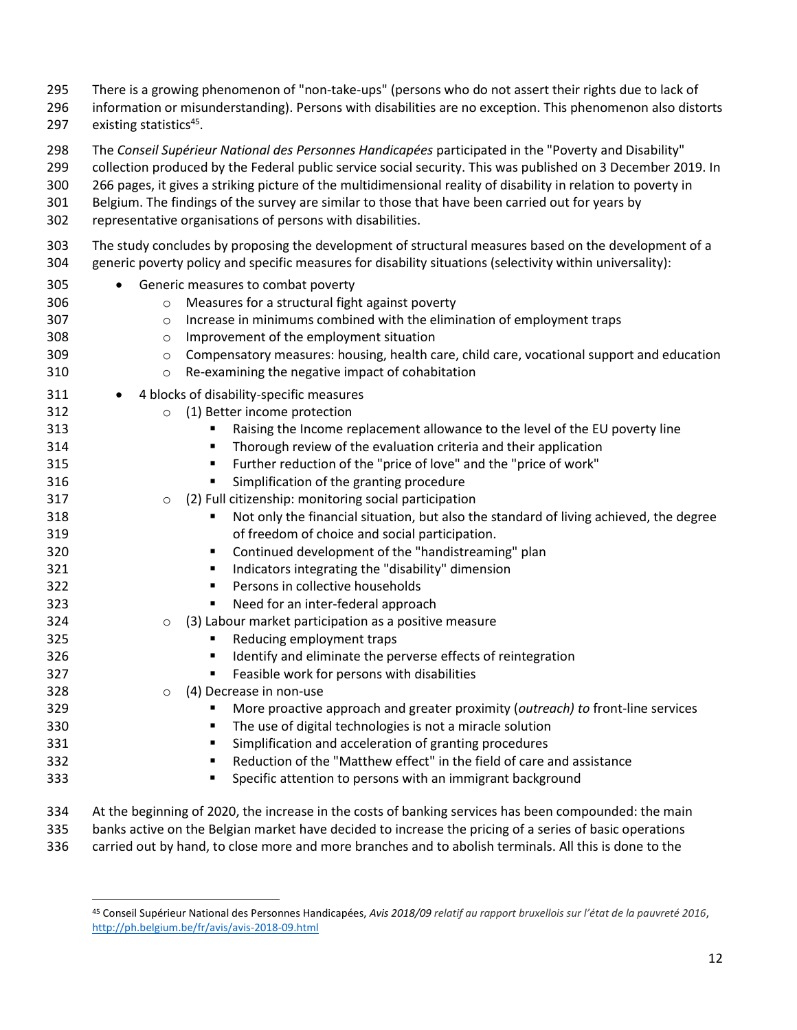There is a growing phenomenon of "non-take-ups" (persons who do not assert their rights due to lack of information or misunderstanding). Persons with disabilities are no exception. This phenomenon also distorts existing statistics[45].

The *Conseil Supérieur National des Personnes Handicapées* participated in the "Poverty and Disability" collection produced by the Federal public service social security. This was published on 3 December 2019. In 266 pages, it gives a striking picture of the multidimensional reality of disability in relation to poverty in Belgium. The findings of the survey are similar to those that have been carried out for years by representative organisations of persons with disabilities.

The study concludes by proposing the development of structural measures based on the development of a generic poverty policy and specific measures for disability situations (selectivity within universality):

- Generic measures to combat poverty
  - Measures for a structural fight against poverty
  - Increase in minimums combined with the elimination of employment traps
  - Improvement of the employment situation
  - Compensatory measures: housing, health care, child care, vocational support and education
  - Re-examining the negative impact of cohabitation
- 4 blocks of disability-specific measures
  - (1) Better income protection
    - Raising the Income replacement allowance to the level of the EU poverty line
    - Thorough review of the evaluation criteria and their application
    - Further reduction of the "price of love" and the "price of work"
    - Simplification of the granting procedure
  - (2) Full citizenship: monitoring social participation
    - Not only the financial situation, but also the standard of living achieved, the degree of freedom of choice and social participation.
    - Continued development of the "handistreaming" plan
    - Indicators integrating the "disability" dimension
    - Persons in collective households
    - Need for an inter-federal approach
  - (3) Labour market participation as a positive measure
    - Reducing employment traps
    - Identify and eliminate the perverse effects of reintegration
    - Feasible work for persons with disabilities
  - (4) Decrease in non-use
    - More proactive approach and greater proximity (*outreach) to* front-line services
    - The use of digital technologies is not a miracle solution
    - Simplification and acceleration of granting procedures
    - Reduction of the "Matthew effect" in the field of care and assistance
    - Specific attention to persons with an immigrant background

At the beginning of 2020, the increase in the costs of banking services has been compounded: the main banks active on the Belgian market have decided to increase the pricing of a series of basic operations carried out by hand, to close more and more branches and to abolish terminals. All this is done to the

---

[45] Conseil Supérieur National des Personnes Handicapées, *Avis 2018/09 relatif au rapport bruxellois sur l'état de la pauvreté 2016*, http://ph.belgium.be/fr/avis/avis-2018-09.html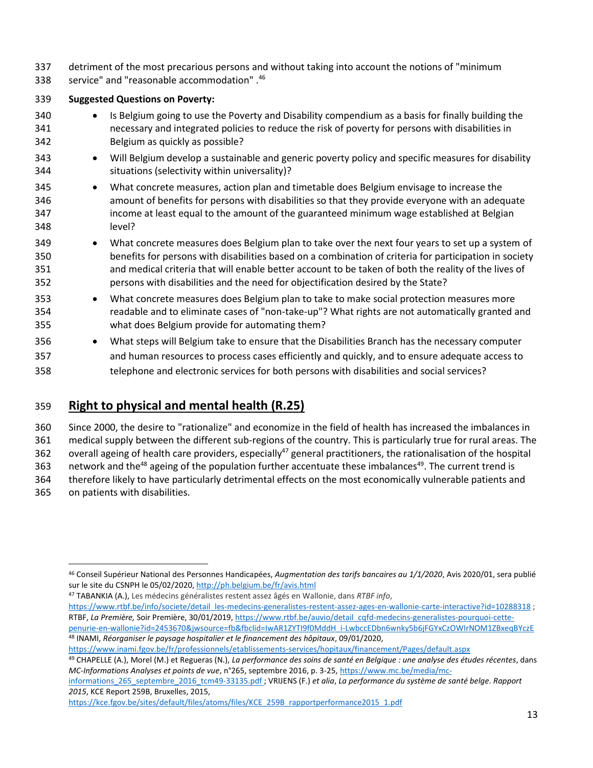detriment of the most precarious persons and without taking into account the notions of "minimum service" and "reasonable accommodation" .[46]

**Suggested Questions on Poverty:**

- Is Belgium going to use the Poverty and Disability compendium as a basis for finally building the necessary and integrated policies to reduce the risk of poverty for persons with disabilities in Belgium as quickly as possible?
- Will Belgium develop a sustainable and generic poverty policy and specific measures for disability situations (selectivity within universality)?
- What concrete measures, action plan and timetable does Belgium envisage to increase the amount of benefits for persons with disabilities so that they provide everyone with an adequate income at least equal to the amount of the guaranteed minimum wage established at Belgian level?
- What concrete measures does Belgium plan to take over the next four years to set up a system of benefits for persons with disabilities based on a combination of criteria for participation in society and medical criteria that will enable better account to be taken of both the reality of the lives of persons with disabilities and the need for objectification desired by the State?
- What concrete measures does Belgium plan to take to make social protection measures more readable and to eliminate cases of "non-take-up"? What rights are not automatically granted and what does Belgium provide for automating them?
- What steps will Belgium take to ensure that the Disabilities Branch has the necessary computer and human resources to process cases efficiently and quickly, and to ensure adequate access to telephone and electronic services for both persons with disabilities and social services?

## Right to physical and mental health (R.25)

Since 2000, the desire to "rationalize" and economize in the field of health has increased the imbalances in medical supply between the different sub-regions of the country. This is particularly true for rural areas. The overall ageing of health care providers, especially[47] general practitioners, the rationalisation of the hospital network and the[48] ageing of the population further accentuate these imbalances[49]. The current trend is therefore likely to have particularly detrimental effects on the most economically vulnerable patients and on patients with disabilities.

---

[46] Conseil Supérieur National des Personnes Handicapées, *Augmentation des tarifs bancaires au 1/1/2020*, Avis 2020/01, sera publié sur le site du CSNPH le 05/02/2020, http://ph.belgium.be/fr/avis.html

[47] TABANKIA (A.), Les médecins généralistes restent assez âgés en Wallonie, dans *RTBF info*, https://www.rtbf.be/info/societe/detail_les-medecins-generalistes-restent-assez-ages-en-wallonie-carte-interactive?id=10288318 ; RTBF, *La Première,* Soir Première, 30/01/2019, https://www.rtbf.be/auvio/detail_cqfd-medecins-generalistes-pourquoi-cette-penurie-en-wallonie?id=2453670&jwsource=fb&fbclid=IwAR1ZYTI9f0MddH_i-LwbccEDbn6wnky5b6jFGYxCzOWIrNOM1ZBxeqBYczE

[48] INAMI, *Réorganiser le paysage hospitalier et le financement des hôpitaux*, 09/01/2020, https://www.inami.fgov.be/fr/professionnels/etablissements-services/hopitaux/financement/Pages/default.aspx

[49] CHAPELLE (A.), Morel (M.) et Regueras (N.), *La performance des soins de santé en Belgique : une analyse des études récentes*, dans *MC-Informations Analyses et points de vue*, n°265, septembre 2016, p. 3-25, https://www.mc.be/media/mc-informations_265_septembre_2016_tcm49-33135.pdf ; VRIJENS (F.) *et alia*, *La performance du système de santé belge. Rapport 2015*, KCE Report 259B, Bruxelles, 2015, https://kce.fgov.be/sites/default/files/atoms/files/KCE_259B_rapportperformance2015_1.pdf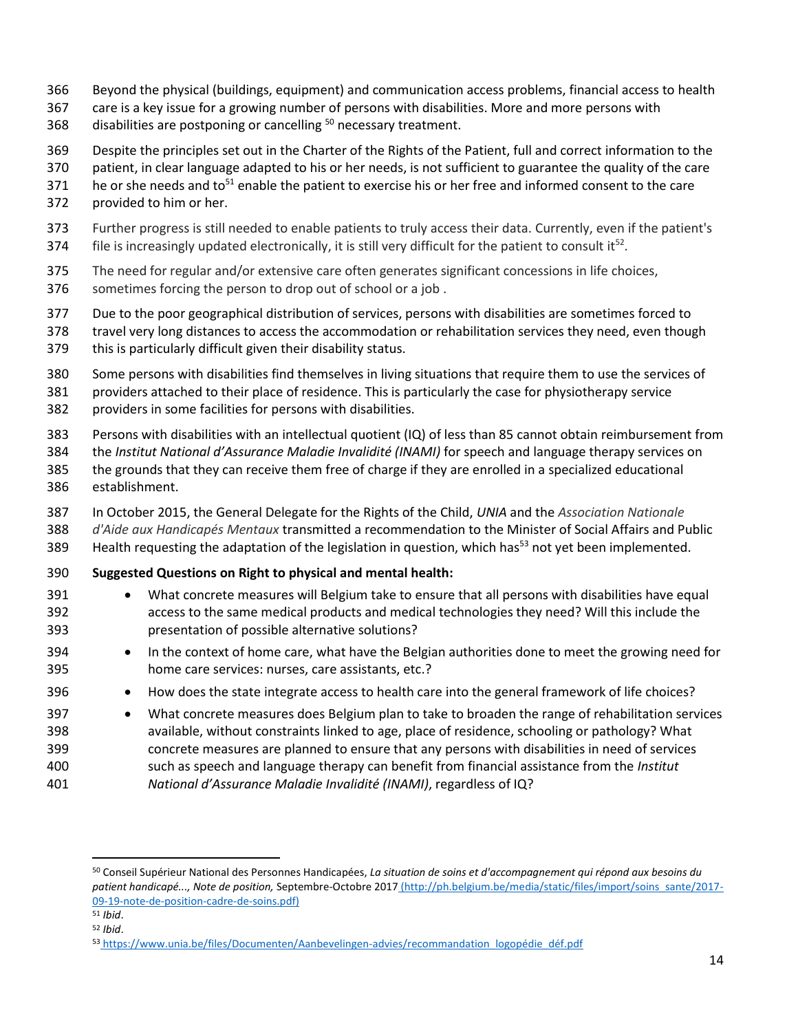Beyond the physical (buildings, equipment) and communication access problems, financial access to health care is a key issue for a growing number of persons with disabilities. More and more persons with disabilities are postponing or cancelling [50] necessary treatment.

Despite the principles set out in the Charter of the Rights of the Patient, full and correct information to the patient, in clear language adapted to his or her needs, is not sufficient to guarantee the quality of the care he or she needs and to[51] enable the patient to exercise his or her free and informed consent to the care provided to him or her.

Further progress is still needed to enable patients to truly access their data. Currently, even if the patient's file is increasingly updated electronically, it is still very difficult for the patient to consult it[52].

The need for regular and/or extensive care often generates significant concessions in life choices, sometimes forcing the person to drop out of school or a job .

Due to the poor geographical distribution of services, persons with disabilities are sometimes forced to travel very long distances to access the accommodation or rehabilitation services they need, even though this is particularly difficult given their disability status.

Some persons with disabilities find themselves in living situations that require them to use the services of providers attached to their place of residence. This is particularly the case for physiotherapy service providers in some facilities for persons with disabilities.

Persons with disabilities with an intellectual quotient (IQ) of less than 85 cannot obtain reimbursement from the *Institut National d'Assurance Maladie Invalidité (INAMI)* for speech and language therapy services on the grounds that they can receive them free of charge if they are enrolled in a specialized educational establishment.

In October 2015, the General Delegate for the Rights of the Child, *UNIA* and the *Association Nationale d'Aide aux Handicapés Mentaux* transmitted a recommendation to the Minister of Social Affairs and Public Health requesting the adaptation of the legislation in question, which has[53] not yet been implemented.

**Suggested Questions on Right to physical and mental health:**

- What concrete measures will Belgium take to ensure that all persons with disabilities have equal access to the same medical products and medical technologies they need? Will this include the presentation of possible alternative solutions?
- In the context of home care, what have the Belgian authorities done to meet the growing need for home care services: nurses, care assistants, etc.?
- How does the state integrate access to health care into the general framework of life choices?
- What concrete measures does Belgium plan to take to broaden the range of rehabilitation services available, without constraints linked to age, place of residence, schooling or pathology? What concrete measures are planned to ensure that any persons with disabilities in need of services such as speech and language therapy can benefit from financial assistance from the *Institut National d'Assurance Maladie Invalidité (INAMI)*, regardless of IQ?

---

[50] Conseil Supérieur National des Personnes Handicapées, *La situation de soins et d'accompagnement qui répond aux besoins du patient handicapé..., Note de position,* Septembre-Octobre 2017 (http://ph.belgium.be/media/static/files/import/soins_sante/2017-09-19-note-de-position-cadre-de-soins.pdf)

[51] *Ibid*.

[52] *Ibid*.

[53] https://www.unia.be/files/Documenten/Aanbevelingen-advies/recommandation_logopédie_déf.pdf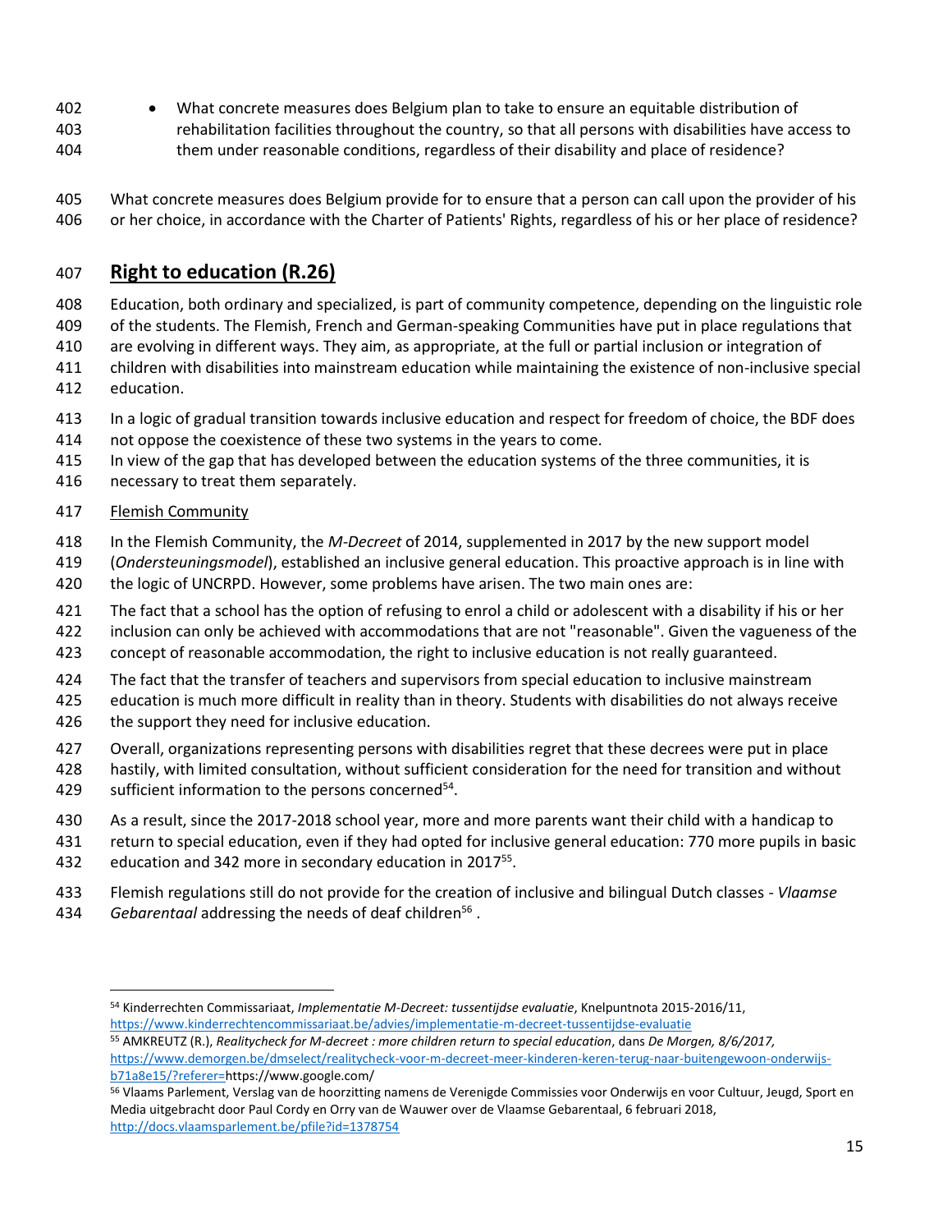- What concrete measures does Belgium plan to take to ensure an equitable distribution of rehabilitation facilities throughout the country, so that all persons with disabilities have access to them under reasonable conditions, regardless of their disability and place of residence?

What concrete measures does Belgium provide for to ensure that a person can call upon the provider of his or her choice, in accordance with the Charter of Patients' Rights, regardless of his or her place of residence?

## Right to education (R.26)

Education, both ordinary and specialized, is part of community competence, depending on the linguistic role of the students. The Flemish, French and German-speaking Communities have put in place regulations that are evolving in different ways. They aim, as appropriate, at the full or partial inclusion or integration of children with disabilities into mainstream education while maintaining the existence of non-inclusive special education.

In a logic of gradual transition towards inclusive education and respect for freedom of choice, the BDF does not oppose the coexistence of these two systems in the years to come.
In view of the gap that has developed between the education systems of the three communities, it is necessary to treat them separately.

Flemish Community

In the Flemish Community, the *M-Decreet* of 2014, supplemented in 2017 by the new support model (*Ondersteuningsmodel*), established an inclusive general education. This proactive approach is in line with the logic of UNCRPD. However, some problems have arisen. The two main ones are:

The fact that a school has the option of refusing to enrol a child or adolescent with a disability if his or her inclusion can only be achieved with accommodations that are not "reasonable". Given the vagueness of the concept of reasonable accommodation, the right to inclusive education is not really guaranteed.

The fact that the transfer of teachers and supervisors from special education to inclusive mainstream education is much more difficult in reality than in theory. Students with disabilities do not always receive the support they need for inclusive education.

Overall, organizations representing persons with disabilities regret that these decrees were put in place hastily, with limited consultation, without sufficient consideration for the need for transition and without sufficient information to the persons concerned[54].

As a result, since the 2017-2018 school year, more and more parents want their child with a handicap to return to special education, even if they had opted for inclusive general education: 770 more pupils in basic education and 342 more in secondary education in 2017[55].

Flemish regulations still do not provide for the creation of inclusive and bilingual Dutch classes - *Vlaamse Gebarentaal* addressing the needs of deaf children[56] .

---

[54] Kinderrechten Commissariaat, *Implementatie M-Decreet: tussentijdse evaluatie*, Knelpuntnota 2015-2016/11, https://www.kinderrechtencommissariaat.be/advies/implementatie-m-decreet-tussentijdse-evaluatie

[55] AMKREUTZ (R.), *Realitycheck for M-decreet : more children return to special education*, dans *De Morgen, 8/6/2017,* https://www.demorgen.be/dmselect/realitycheck-voor-m-decreet-meer-kinderen-keren-terug-naar-buitengewoon-onderwijs-b71a8e15/?referer=https://www.google.com/

[56] Vlaams Parlement, Verslag van de hoorzitting namens de Verenigde Commissies voor Onderwijs en voor Cultuur, Jeugd, Sport en Media uitgebracht door Paul Cordy en Orry van de Wauwer over de Vlaamse Gebarentaal, 6 februari 2018, http://docs.vlaamsparlement.be/pfile?id=1378754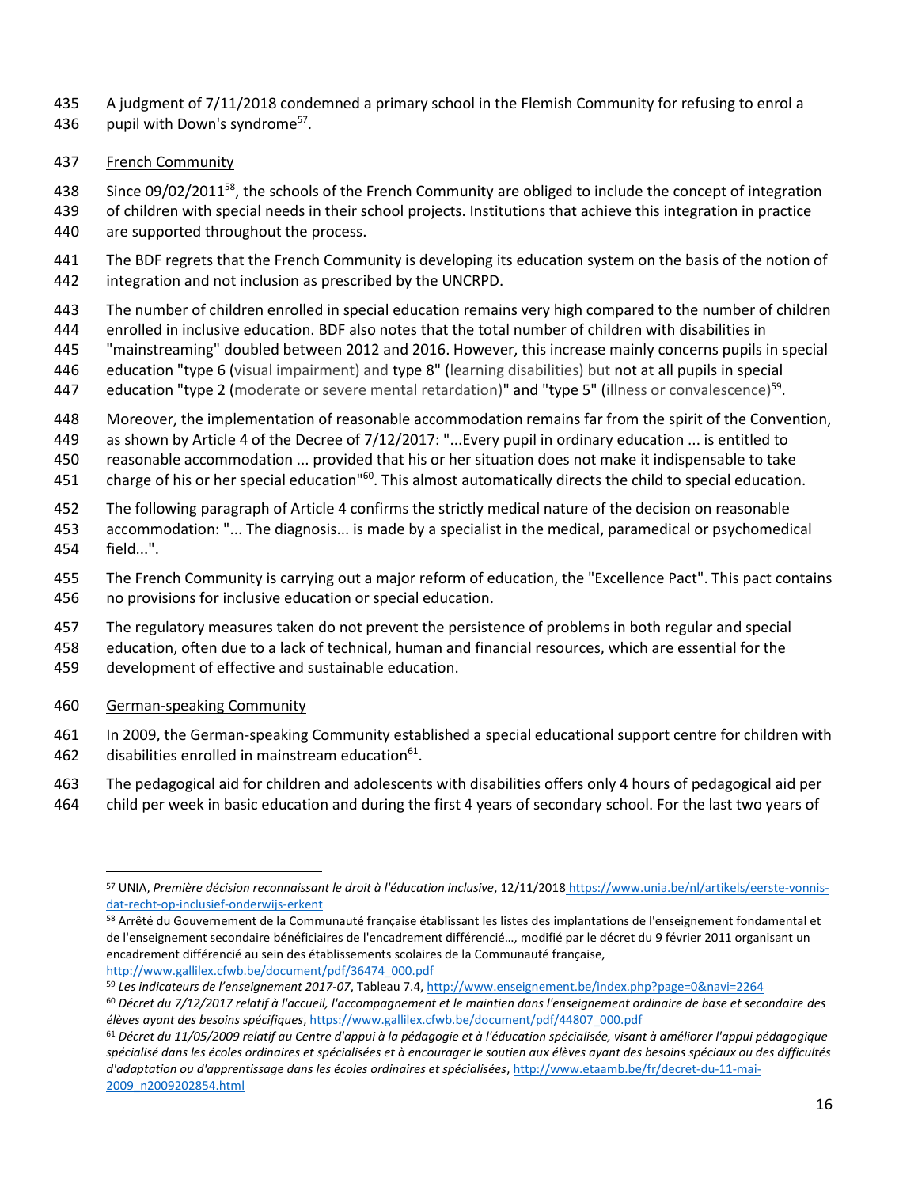A judgment of 7/11/2018 condemned a primary school in the Flemish Community for refusing to enrol a pupil with Down's syndrome[57].

<u>French Community</u>

Since 09/02/2011[58], the schools of the French Community are obliged to include the concept of integration of children with special needs in their school projects. Institutions that achieve this integration in practice are supported throughout the process.

The BDF regrets that the French Community is developing its education system on the basis of the notion of integration and not inclusion as prescribed by the UNCRPD.

The number of children enrolled in special education remains very high compared to the number of children enrolled in inclusive education. BDF also notes that the total number of children with disabilities in "mainstreaming" doubled between 2012 and 2016. However, this increase mainly concerns pupils in special education "type 6 (visual impairment) and type 8" (learning disabilities) but not at all pupils in special education "type 2 (moderate or severe mental retardation)" and "type 5" (illness or convalescence)[59].

Moreover, the implementation of reasonable accommodation remains far from the spirit of the Convention, as shown by Article 4 of the Decree of 7/12/2017: "...Every pupil in ordinary education ... is entitled to reasonable accommodation ... provided that his or her situation does not make it indispensable to take charge of his or her special education"[60]. This almost automatically directs the child to special education.

The following paragraph of Article 4 confirms the strictly medical nature of the decision on reasonable accommodation: "... The diagnosis... is made by a specialist in the medical, paramedical or psychomedical field...".

The French Community is carrying out a major reform of education, the "Excellence Pact". This pact contains no provisions for inclusive education or special education.

The regulatory measures taken do not prevent the persistence of problems in both regular and special education, often due to a lack of technical, human and financial resources, which are essential for the development of effective and sustainable education.

<u>German-speaking Community</u>

In 2009, the German-speaking Community established a special educational support centre for children with disabilities enrolled in mainstream education[61].

The pedagogical aid for children and adolescents with disabilities offers only 4 hours of pedagogical aid per child per week in basic education and during the first 4 years of secondary school. For the last two years of

---

[57] UNIA, *Première décision reconnaissant le droit à l'éducation inclusive*, 12/11/2018 https://www.unia.be/nl/artikels/eerste-vonnis-dat-recht-op-inclusief-onderwijs-erkent

[58] Arrêté du Gouvernement de la Communauté française établissant les listes des implantations de l'enseignement fondamental et de l'enseignement secondaire bénéficiaires de l'encadrement différencié…, modifié par le décret du 9 février 2011 organisant un encadrement différencié au sein des établissements scolaires de la Communauté française, http://www.gallilex.cfwb.be/document/pdf/36474_000.pdf

[59] *Les indicateurs de l'enseignement 2017-07*, Tableau 7.4, http://www.enseignement.be/index.php?page=0&navi=2264

[60] *Décret du 7/12/2017 relatif à l'accueil, l'accompagnement et le maintien dans l'enseignement ordinaire de base et secondaire des élèves ayant des besoins spécifiques*, https://www.gallilex.cfwb.be/document/pdf/44807_000.pdf

[61] *Décret du 11/05/2009 relatif au Centre d'appui à la pédagogie et à l'éducation spécialisée, visant à améliorer l'appui pédagogique spécialisé dans les écoles ordinaires et spécialisées et à encourager le soutien aux élèves ayant des besoins spéciaux ou des difficultés d'adaptation ou d'apprentissage dans les écoles ordinaires et spécialisées*, http://www.etaamb.be/fr/decret-du-11-mai-2009_n2009202854.html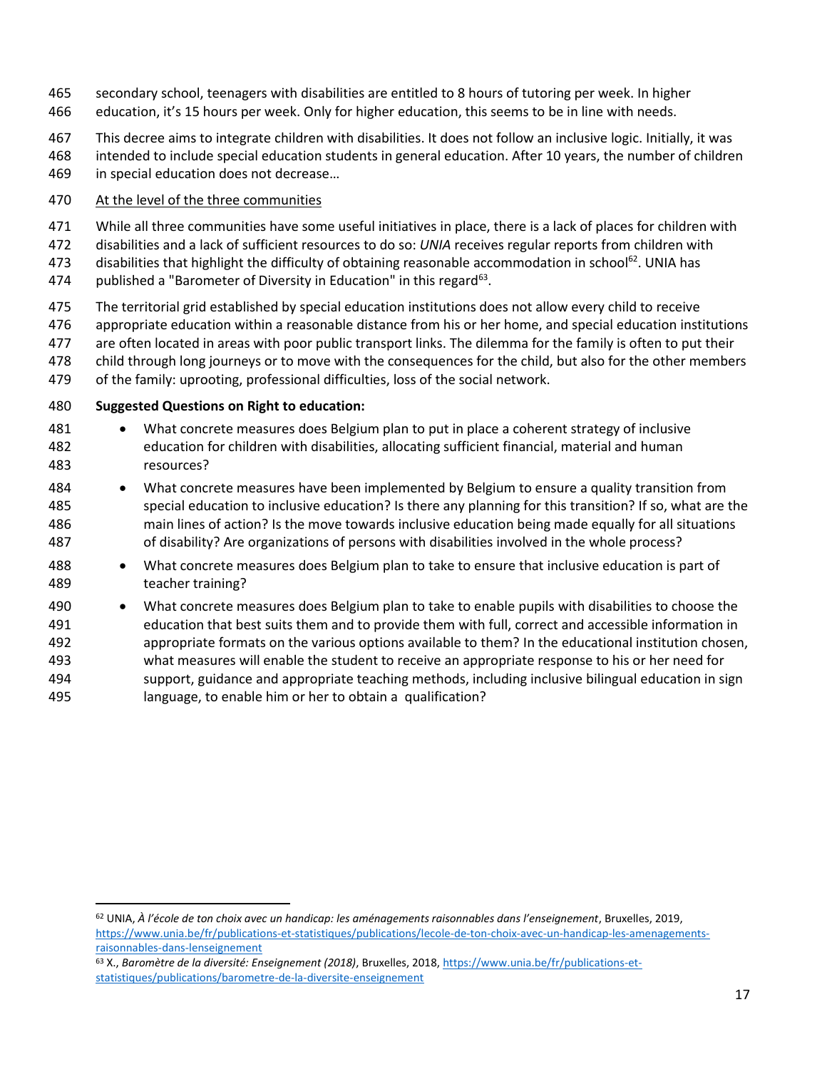secondary school, teenagers with disabilities are entitled to 8 hours of tutoring per week. In higher education, it's 15 hours per week. Only for higher education, this seems to be in line with needs.

This decree aims to integrate children with disabilities. It does not follow an inclusive logic. Initially, it was intended to include special education students in general education. After 10 years, the number of children in special education does not decrease…

At the level of the three communities

While all three communities have some useful initiatives in place, there is a lack of places for children with disabilities and a lack of sufficient resources to do so: *UNIA* receives regular reports from children with disabilities that highlight the difficulty of obtaining reasonable accommodation in school[62]. UNIA has published a "Barometer of Diversity in Education" in this regard[63].

The territorial grid established by special education institutions does not allow every child to receive appropriate education within a reasonable distance from his or her home, and special education institutions are often located in areas with poor public transport links. The dilemma for the family is often to put their child through long journeys or to move with the consequences for the child, but also for the other members of the family: uprooting, professional difficulties, loss of the social network.

**Suggested Questions on Right to education:**

- What concrete measures does Belgium plan to put in place a coherent strategy of inclusive education for children with disabilities, allocating sufficient financial, material and human resources?
- What concrete measures have been implemented by Belgium to ensure a quality transition from special education to inclusive education? Is there any planning for this transition? If so, what are the main lines of action? Is the move towards inclusive education being made equally for all situations of disability? Are organizations of persons with disabilities involved in the whole process?
- What concrete measures does Belgium plan to take to ensure that inclusive education is part of teacher training?
- What concrete measures does Belgium plan to take to enable pupils with disabilities to choose the education that best suits them and to provide them with full, correct and accessible information in appropriate formats on the various options available to them? In the educational institution chosen, what measures will enable the student to receive an appropriate response to his or her need for support, guidance and appropriate teaching methods, including inclusive bilingual education in sign language, to enable him or her to obtain a qualification?

---

[62] UNIA, *À l'école de ton choix avec un handicap: les aménagements raisonnables dans l'enseignement*, Bruxelles, 2019, https://www.unia.be/fr/publications-et-statistiques/publications/lecole-de-ton-choix-avec-un-handicap-les-amenagements-raisonnables-dans-lenseignement

[63] X., *Baromètre de la diversité: Enseignement (2018)*, Bruxelles, 2018, https://www.unia.be/fr/publications-et-statistiques/publications/barometre-de-la-diversite-enseignement